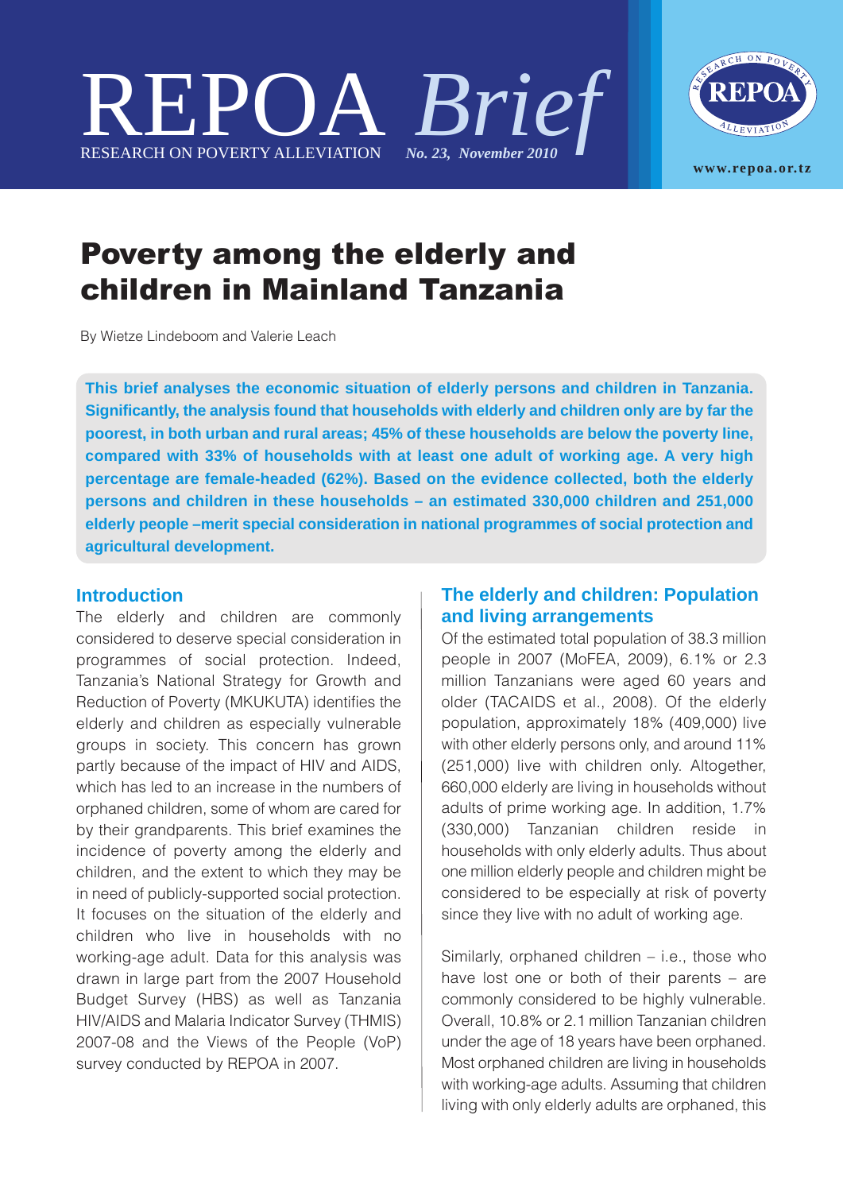# REPOA *Brief*

RESEARCH ON POVERTY ALLEVIATION *No. 23, November 2010*

www.repoa.or.tz

# Poverty among the elderly and children in Mainland Tanzania

By Wietze Lindeboom and Valerie Leach

**This brief analyses the economic situation of elderly persons and children in Tanzania. Significantly, the analysis found that households with elderly and children only are by far the poorest, in both urban and rural areas; 45% of these households are below the poverty line, compared with 33% of households with at least one adult of working age. A very high percentage are female-headed (62%). Based on the evidence collected, both the elderly persons and children in these households – an estimated 330,000 children and 251,000 elderly people –merit special consideration in national programmes of social protection and agricultural development.**

## Introduction

The elderly and children are commonly considered to deserve special consideration in programmes of social protection. Indeed, Tanzania's National Strategy for Growth and Reduction of Poverty (MKUKUTA) identifies the elderly and children as especially vulnerable groups in society. This concern has grown partly because of the impact of HIV and AIDS, which has led to an increase in the numbers of orphaned children, some of whom are cared for by their grandparents. This brief examines the incidence of poverty among the elderly and children, and the extent to which they may be in need of publicly-supported social protection. It focuses on the situation of the elderly and children who live in households with no working-age adult. Data for this analysis was drawn in large part from the 2007 Household Budget Survey (HBS) as well as Tanzania HIV/AIDS and Malaria Indicator Survey (THMIS) 2007-08 and the Views of the People (VoP) survey conducted by REPOA in 2007.

## The elderly and children: Population and living arrangements

Of the estimated total population of 38.3 million people in 2007 (MoFEA, 2009), 6.1% or 2.3 million Tanzanians were aged 60 years and older (TACAIDS et al., 2008). Of the elderly population, approximately 18% (409,000) live with other elderly persons only, and around 11% (251,000) live with children only. Altogether, 660,000 elderly are living in households without adults of prime working age. In addition, 1.7% (330,000) Tanzanian children reside in households with only elderly adults. Thus about one million elderly people and children might be considered to be especially at risk of poverty since they live with no adult of working age.

Similarly, orphaned children – i.e., those who have lost one or both of their parents – are commonly considered to be highly vulnerable. Overall, 10.8% or 2.1 million Tanzanian children under the age of 18 years have been orphaned. Most orphaned children are living in households with working-age adults. Assuming that children living with only elderly adults are orphaned, this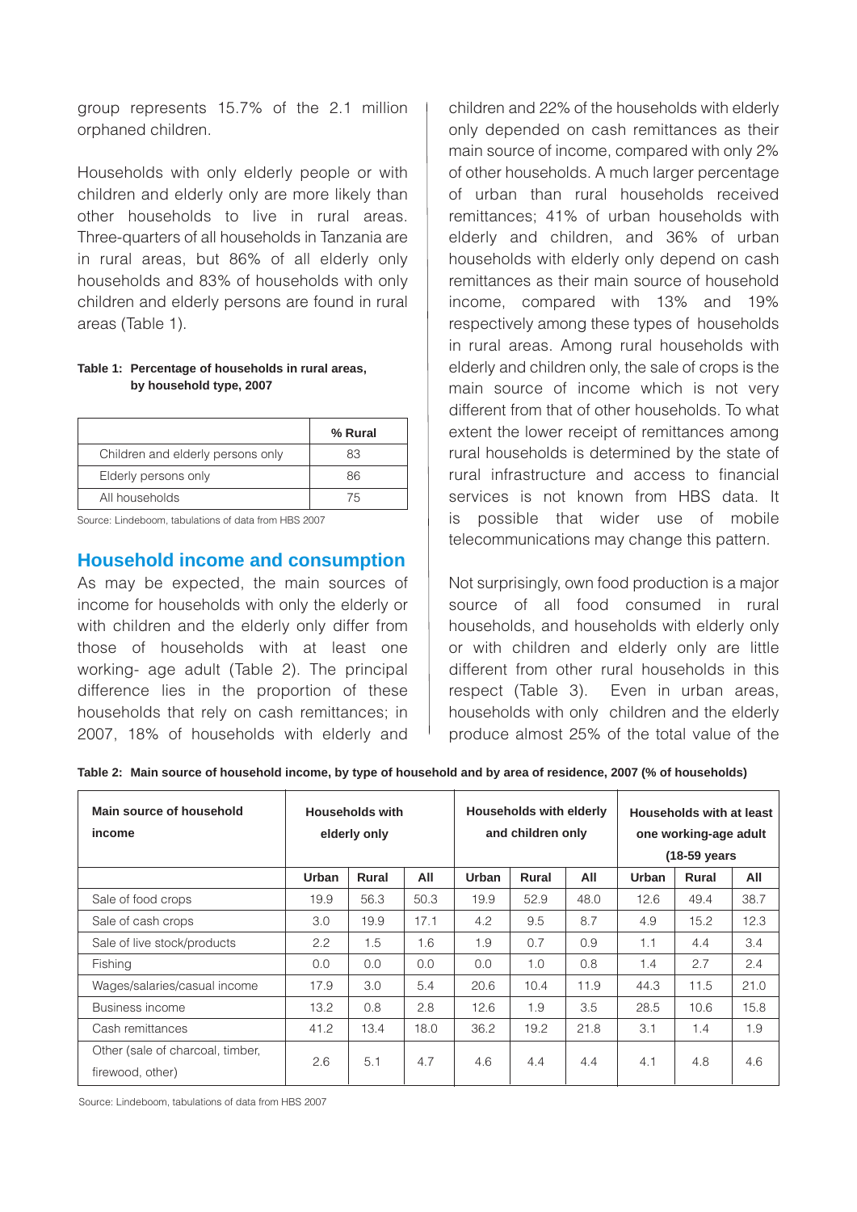group represents 15.7% of the 2.1 million orphaned children.

Households with only elderly people or with children and elderly only are more likely than other households to live in rural areas. Three-quarters of all households in Tanzania are in rural areas, but 86% of all elderly only households and 83% of households with only children and elderly persons are found in rural areas (Table 1).

**Table 1: Percentage of households in rural areas, by household type, 2007**

| | % Rural |
|---|---|
| Children and elderly persons only | 83 |
| Elderly persons only | 86 |
| All households | 75 |

Source: Lindeboom, tabulations of data from HBS 2007

## Household income and consumption

As may be expected, the main sources of income for households with only the elderly or with children and the elderly only differ from those of households with at least one working- age adult (Table 2). The principal difference lies in the proportion of these households that rely on cash remittances; in 2007, 18% of households with elderly and children and 22% of the households with elderly only depended on cash remittances as their main source of income, compared with only 2% of other households. A much larger percentage of urban than rural households received remittances; 41% of urban households with elderly and children, and 36% of urban households with elderly only depend on cash remittances as their main source of household income, compared with 13% and 19% respectively among these types of households in rural areas. Among rural households with elderly and children only, the sale of crops is the main source of income which is not very different from that of other households. To what extent the lower receipt of remittances among rural households is determined by the state of rural infrastructure and access to financial services is not known from HBS data. It is possible that wider use of mobile telecommunications may change this pattern.

Not surprisingly, own food production is a major source of all food consumed in rural households, and households with elderly only or with children and elderly only are little different from other rural households in this respect (Table 3). Even in urban areas, households with only children and the elderly produce almost 25% of the total value of the

**Table 2: Main source of household income, by type of household and by area of residence, 2007 (% of households)**

| Main source of household income | Households with elderly only | | | Households with elderly and children only | | | Households with at least one working-age adult (18-59 years | | |
|---|---|---|---|---|---|---|---|---|---|
| | Urban | Rural | All | Urban | Rural | All | Urban | Rural | All |
| Sale of food crops | 19.9 | 56.3 | 50.3 | 19.9 | 52.9 | 48.0 | 12.6 | 49.4 | 38.7 |
| Sale of cash crops | 3.0 | 19.9 | 17.1 | 4.2 | 9.5 | 8.7 | 4.9 | 15.2 | 12.3 |
| Sale of live stock/products | 2.2 | 1.5 | 1.6 | 1.9 | 0.7 | 0.9 | 1.1 | 4.4 | 3.4 |
| Fishing | 0.0 | 0.0 | 0.0 | 0.0 | 1.0 | 0.8 | 1.4 | 2.7 | 2.4 |
| Wages/salaries/casual income | 17.9 | 3.0 | 5.4 | 20.6 | 10.4 | 11.9 | 44.3 | 11.5 | 21.0 |
| Business income | 13.2 | 0.8 | 2.8 | 12.6 | 1.9 | 3.5 | 28.5 | 10.6 | 15.8 |
| Cash remittances | 41.2 | 13.4 | 18.0 | 36.2 | 19.2 | 21.8 | 3.1 | 1.4 | 1.9 |
| Other (sale of charcoal, timber, firewood, other) | 2.6 | 5.1 | 4.7 | 4.6 | 4.4 | 4.4 | 4.1 | 4.8 | 4.6 |

Source: Lindeboom, tabulations of data from HBS 2007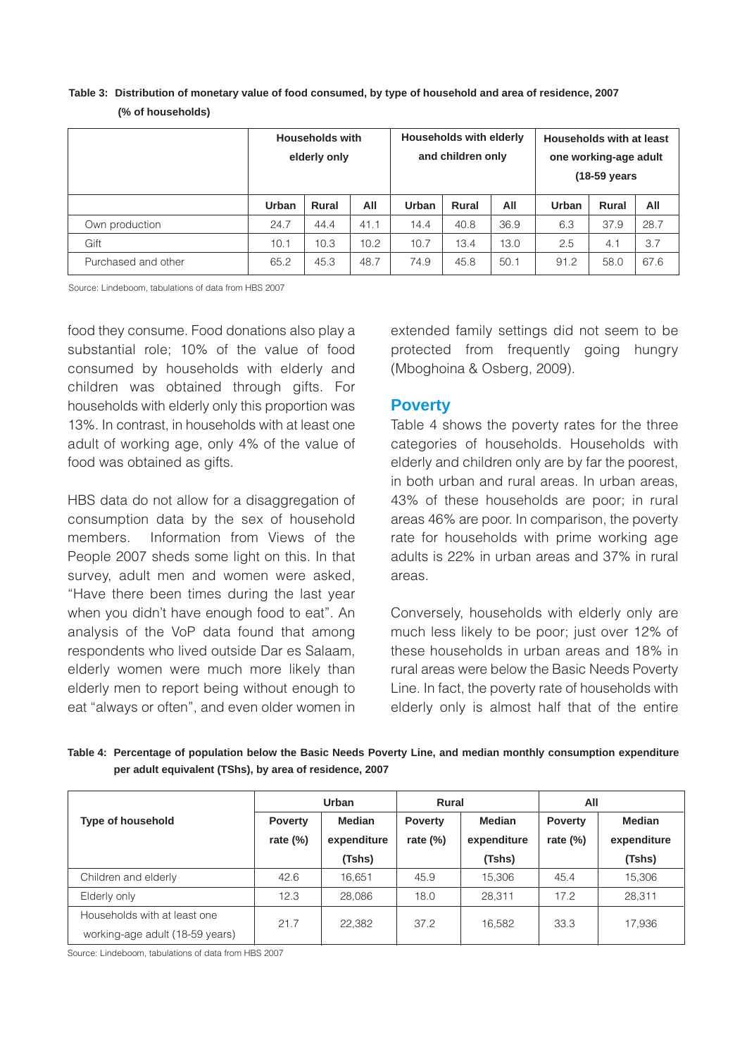**Table 3: Distribution of monetary value of food consumed, by type of household and area of residence, 2007 (% of households)**

| | Households with elderly only | | | Households with elderly and children only | | | Households with at least one working-age adult (18-59 years | | |
|---|---|---|---|---|---|---|---|---|---|
| | Urban | Rural | All | Urban | Rural | All | Urban | Rural | All |
| Own production | 24.7 | 44.4 | 41.1 | 14.4 | 40.8 | 36.9 | 6.3 | 37.9 | 28.7 |
| Gift | 10.1 | 10.3 | 10.2 | 10.7 | 13.4 | 13.0 | 2.5 | 4.1 | 3.7 |
| Purchased and other | 65.2 | 45.3 | 48.7 | 74.9 | 45.8 | 50.1 | 91.2 | 58.0 | 67.6 |

Source: Lindeboom, tabulations of data from HBS 2007

food they consume. Food donations also play a substantial role; 10% of the value of food consumed by households with elderly and children was obtained through gifts. For households with elderly only this proportion was 13%. In contrast, in households with at least one adult of working age, only 4% of the value of food was obtained as gifts.

HBS data do not allow for a disaggregation of consumption data by the sex of household members. Information from Views of the People 2007 sheds some light on this. In that survey, adult men and women were asked, "Have there been times during the last year when you didn't have enough food to eat". An analysis of the VoP data found that among respondents who lived outside Dar es Salaam, elderly women were much more likely than elderly men to report being without enough to eat "always or often", and even older women in extended family settings did not seem to be protected from frequently going hungry (Mboghoina & Osberg, 2009).

## Poverty

Table 4 shows the poverty rates for the three categories of households. Households with elderly and children only are by far the poorest, in both urban and rural areas. In urban areas, 43% of these households are poor; in rural areas 46% are poor. In comparison, the poverty rate for households with prime working age adults is 22% in urban areas and 37% in rural areas.

Conversely, households with elderly only are much less likely to be poor; just over 12% of these households in urban areas and 18% in rural areas were below the Basic Needs Poverty Line. In fact, the poverty rate of households with elderly only is almost half that of the entire

**Table 4: Percentage of population below the Basic Needs Poverty Line, and median monthly consumption expenditure per adult equivalent (TShs), by area of residence, 2007**

| Type of household | Urban | | Rural | | All | |
|---|---|---|---|---|---|---|
| | Poverty rate (%) | Median expenditure (Tshs) | Poverty rate (%) | Median expenditure (Tshs) | Poverty rate (%) | Median expenditure (Tshs) |
| Children and elderly | 42.6 | 16,651 | 45.9 | 15,306 | 45.4 | 15,306 |
| Elderly only | 12.3 | 28,086 | 18.0 | 28,311 | 17.2 | 28,311 |
| Households with at least one working-age adult (18-59 years) | 21.7 | 22,382 | 37.2 | 16,582 | 33.3 | 17,936 |

Source: Lindeboom, tabulations of data from HBS 2007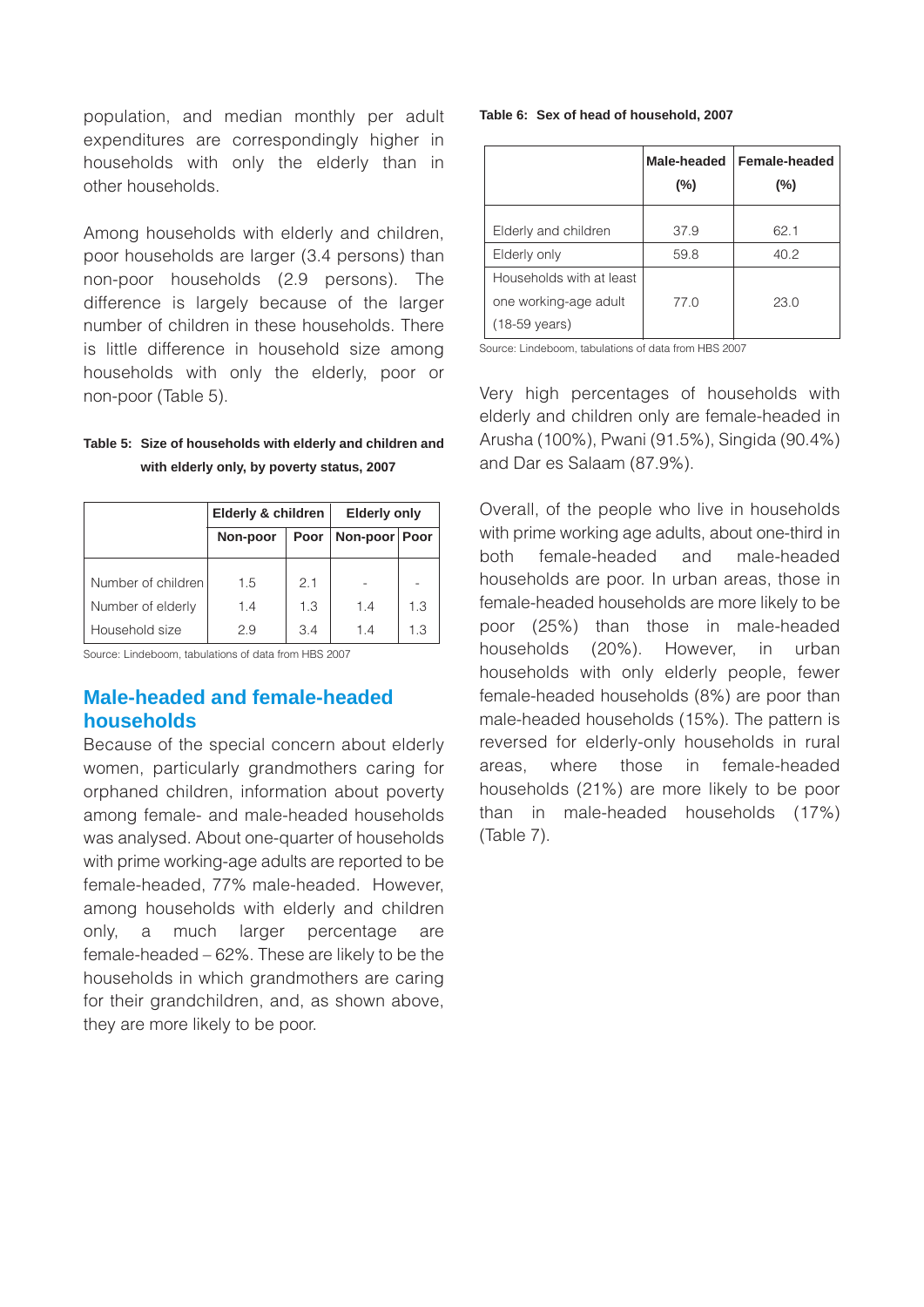population, and median monthly per adult expenditures are correspondingly higher in households with only the elderly than in other households.

Among households with elderly and children, poor households are larger (3.4 persons) than non-poor households (2.9 persons). The difference is largely because of the larger number of children in these households. There is little difference in household size among households with only the elderly, poor or non-poor (Table 5).

**Table 5: Size of households with elderly and children and with elderly only, by poverty status, 2007**

| | Elderly & children | | Elderly only | |
|---|---|---|---|---|
| | Non-poor | Poor | Non-poor | Poor |
| Number of children | 1.5 | 2.1 | - | - |
| Number of elderly | 1.4 | 1.3 | 1.4 | 1.3 |
| Household size | 2.9 | 3.4 | 1.4 | 1.3 |

Source: Lindeboom, tabulations of data from HBS 2007

## Male-headed and female-headed households

Because of the special concern about elderly women, particularly grandmothers caring for orphaned children, information about poverty among female- and male-headed households was analysed. About one-quarter of households with prime working-age adults are reported to be female-headed, 77% male-headed. However, among households with elderly and children only, a much larger percentage are female-headed – 62%. These are likely to be the households in which grandmothers are caring for their grandchildren, and, as shown above, they are more likely to be poor.

**Table 6: Sex of head of household, 2007**

| | Male-headed (%) | Female-headed (%) |
|---|---|---|
| Elderly and children | 37.9 | 62.1 |
| Elderly only | 59.8 | 40.2 |
| Households with at least one working-age adult (18-59 years) | 77.0 | 23.0 |

Source: Lindeboom, tabulations of data from HBS 2007

Very high percentages of households with elderly and children only are female-headed in Arusha (100%), Pwani (91.5%), Singida (90.4%) and Dar es Salaam (87.9%).

Overall, of the people who live in households with prime working age adults, about one-third in both female-headed and male-headed households are poor. In urban areas, those in female-headed households are more likely to be poor (25%) than those in male-headed households (20%). However, in urban households with only elderly people, fewer female-headed households (8%) are poor than male-headed households (15%). The pattern is reversed for elderly-only households in rural areas, where those in female-headed households (21%) are more likely to be poor than in male-headed households (17%) (Table 7).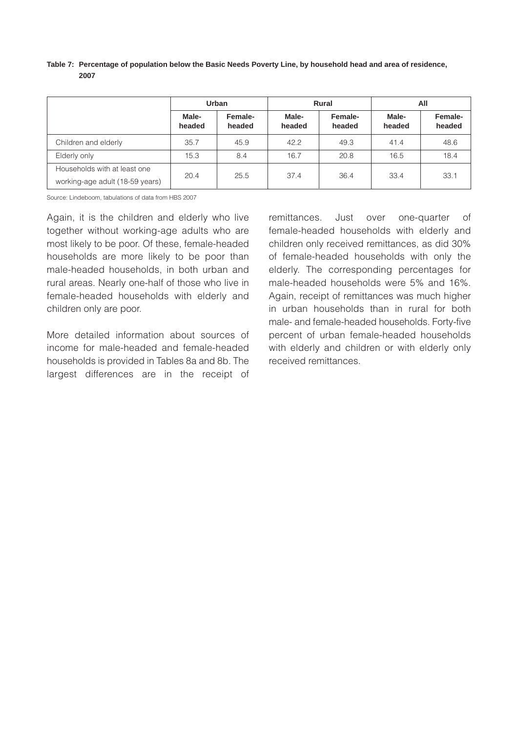**Table 7: Percentage of population below the Basic Needs Poverty Line, by household head and area of residence, 2007**

| | Urban | | Rural | | All | |
|---|---|---|---|---|---|---|
| | Male-headed | Female-headed | Male-headed | Female-headed | Male-headed | Female-headed |
| Children and elderly | 35.7 | 45.9 | 42.2 | 49.3 | 41.4 | 48.6 |
| Elderly only | 15.3 | 8.4 | 16.7 | 20.8 | 16.5 | 18.4 |
| Households with at least one working-age adult (18-59 years) | 20.4 | 25.5 | 37.4 | 36.4 | 33.4 | 33.1 |

Source: Lindeboom, tabulations of data from HBS 2007

Again, it is the children and elderly who live together without working-age adults who are most likely to be poor. Of these, female-headed households are more likely to be poor than male-headed households, in both urban and rural areas. Nearly one-half of those who live in female-headed households with elderly and children only are poor.

More detailed information about sources of income for male-headed and female-headed households is provided in Tables 8a and 8b. The largest differences are in the receipt of remittances. Just over one-quarter of female-headed households with elderly and children only received remittances, as did 30% of female-headed households with only the elderly. The corresponding percentages for male-headed households were 5% and 16%. Again, receipt of remittances was much higher in urban households than in rural for both male- and female-headed households. Forty-five percent of urban female-headed households with elderly and children or with elderly only received remittances.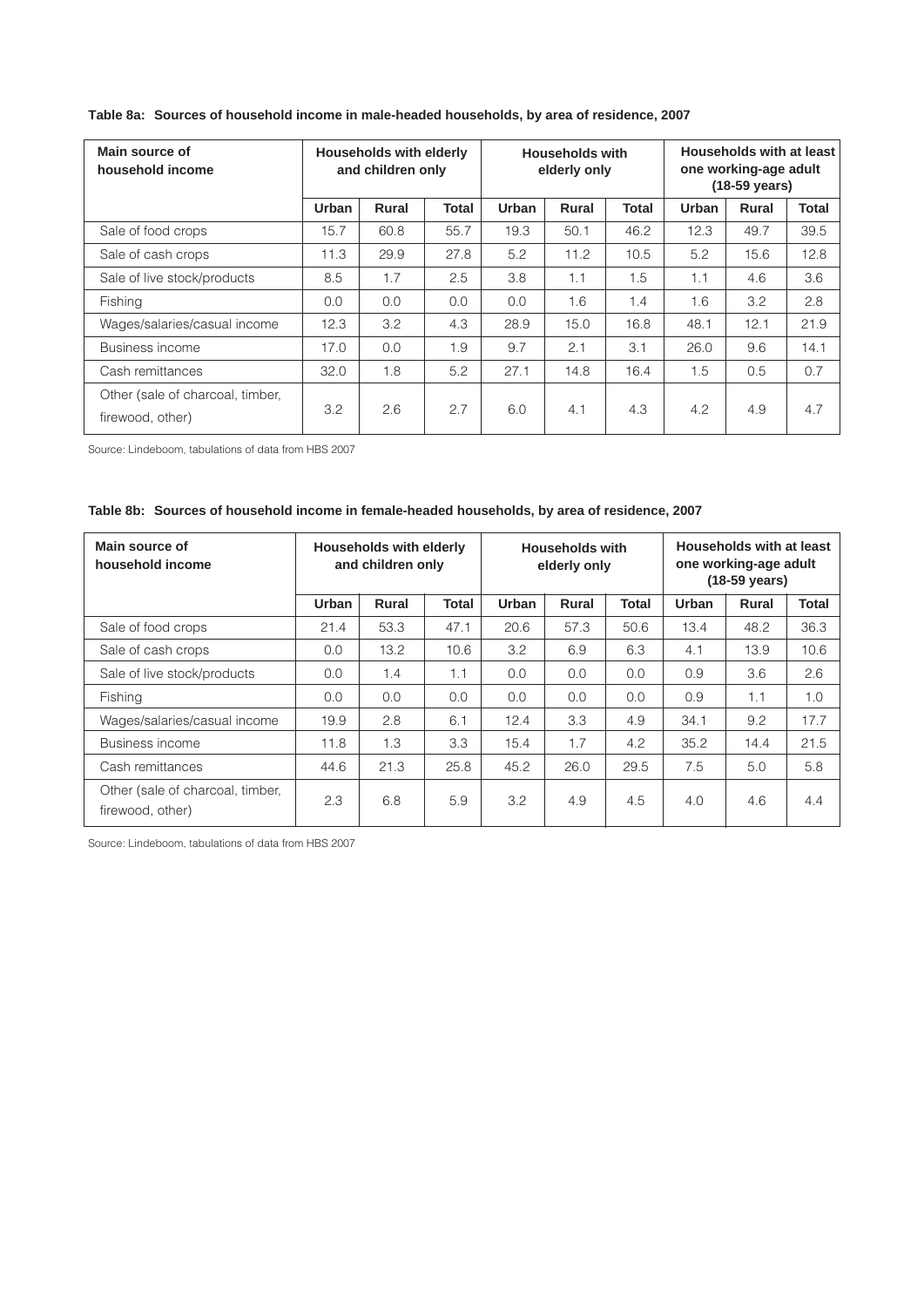**Table 8a: Sources of household income in male-headed households, by area of residence, 2007**

| Main source of household income | Households with elderly and children only | | | Households with elderly only | | | Households with at least one working-age adult (18-59 years) | | |
|---|---|---|---|---|---|---|---|---|---|
| | Urban | Rural | Total | Urban | Rural | Total | Urban | Rural | Total |
| Sale of food crops | 15.7 | 60.8 | 55.7 | 19.3 | 50.1 | 46.2 | 12.3 | 49.7 | 39.5 |
| Sale of cash crops | 11.3 | 29.9 | 27.8 | 5.2 | 11.2 | 10.5 | 5.2 | 15.6 | 12.8 |
| Sale of live stock/products | 8.5 | 1.7 | 2.5 | 3.8 | 1.1 | 1.5 | 1.1 | 4.6 | 3.6 |
| Fishing | 0.0 | 0.0 | 0.0 | 0.0 | 1.6 | 1.4 | 1.6 | 3.2 | 2.8 |
| Wages/salaries/casual income | 12.3 | 3.2 | 4.3 | 28.9 | 15.0 | 16.8 | 48.1 | 12.1 | 21.9 |
| Business income | 17.0 | 0.0 | 1.9 | 9.7 | 2.1 | 3.1 | 26.0 | 9.6 | 14.1 |
| Cash remittances | 32.0 | 1.8 | 5.2 | 27.1 | 14.8 | 16.4 | 1.5 | 0.5 | 0.7 |
| Other (sale of charcoal, timber, firewood, other) | 3.2 | 2.6 | 2.7 | 6.0 | 4.1 | 4.3 | 4.2 | 4.9 | 4.7 |

Source: Lindeboom, tabulations of data from HBS 2007

**Table 8b: Sources of household income in female-headed households, by area of residence, 2007**

| Main source of household income | Households with elderly and children only | | | Households with elderly only | | | Households with at least one working-age adult (18-59 years) | | |
|---|---|---|---|---|---|---|---|---|---|
| | Urban | Rural | Total | Urban | Rural | Total | Urban | Rural | Total |
| Sale of food crops | 21.4 | 53.3 | 47.1 | 20.6 | 57.3 | 50.6 | 13.4 | 48.2 | 36.3 |
| Sale of cash crops | 0.0 | 13.2 | 10.6 | 3.2 | 6.9 | 6.3 | 4.1 | 13.9 | 10.6 |
| Sale of live stock/products | 0.0 | 1.4 | 1.1 | 0.0 | 0.0 | 0.0 | 0.9 | 3.6 | 2.6 |
| Fishing | 0.0 | 0.0 | 0.0 | 0.0 | 0.0 | 0.0 | 0.9 | 1.1 | 1.0 |
| Wages/salaries/casual income | 19.9 | 2.8 | 6.1 | 12.4 | 3.3 | 4.9 | 34.1 | 9.2 | 17.7 |
| Business income | 11.8 | 1.3 | 3.3 | 15.4 | 1.7 | 4.2 | 35.2 | 14.4 | 21.5 |
| Cash remittances | 44.6 | 21.3 | 25.8 | 45.2 | 26.0 | 29.5 | 7.5 | 5.0 | 5.8 |
| Other (sale of charcoal, timber, firewood, other) | 2.3 | 6.8 | 5.9 | 3.2 | 4.9 | 4.5 | 4.0 | 4.6 | 4.4 |

Source: Lindeboom, tabulations of data from HBS 2007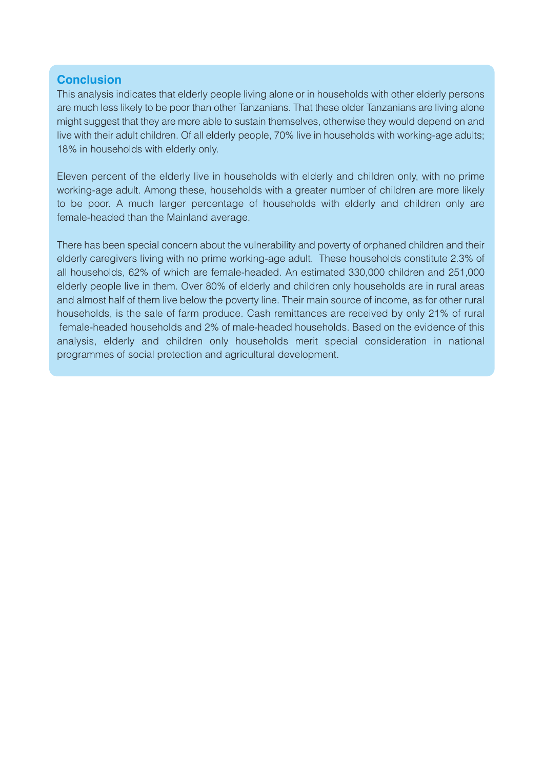## Conclusion

This analysis indicates that elderly people living alone or in households with other elderly persons are much less likely to be poor than other Tanzanians. That these older Tanzanians are living alone might suggest that they are more able to sustain themselves, otherwise they would depend on and live with their adult children. Of all elderly people, 70% live in households with working-age adults; 18% in households with elderly only.

Eleven percent of the elderly live in households with elderly and children only, with no prime working-age adult. Among these, households with a greater number of children are more likely to be poor. A much larger percentage of households with elderly and children only are female-headed than the Mainland average.

There has been special concern about the vulnerability and poverty of orphaned children and their elderly caregivers living with no prime working-age adult. These households constitute 2.3% of all households, 62% of which are female-headed. An estimated 330,000 children and 251,000 elderly people live in them. Over 80% of elderly and children only households are in rural areas and almost half of them live below the poverty line. Their main source of income, as for other rural households, is the sale of farm produce. Cash remittances are received by only 21% of rural female-headed households and 2% of male-headed households. Based on the evidence of this analysis, elderly and children only households merit special consideration in national programmes of social protection and agricultural development.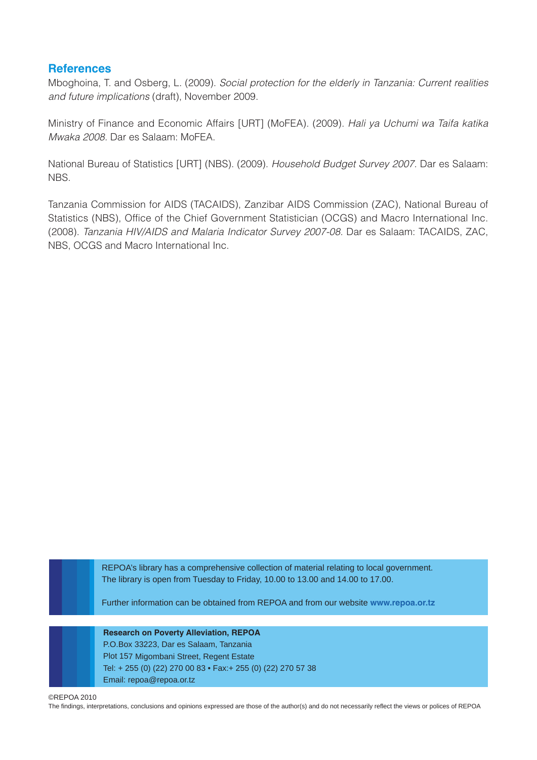## References

Mboghoina, T. and Osberg, L. (2009). *Social protection for the elderly in Tanzania: Current realities and future implications* (draft), November 2009.

Ministry of Finance and Economic Affairs [URT] (MoFEA). (2009). *Hali ya Uchumi wa Taifa katika Mwaka 2008*. Dar es Salaam: MoFEA.

National Bureau of Statistics [URT] (NBS). (2009). *Household Budget Survey 2007*. Dar es Salaam: NBS.

Tanzania Commission for AIDS (TACAIDS), Zanzibar AIDS Commission (ZAC), National Bureau of Statistics (NBS), Office of the Chief Government Statistician (OCGS) and Macro International Inc. (2008). *Tanzania HIV/AIDS and Malaria Indicator Survey 2007-08*. Dar es Salaam: TACAIDS, ZAC, NBS, OCGS and Macro International Inc.

REPOA's library has a comprehensive collection of material relating to local government.
The library is open from Tuesday to Friday, 10.00 to 13.00 and 14.00 to 17.00.

Further information can be obtained from REPOA and from our website **www.repoa.or.tz**

**Research on Poverty Alleviation, REPOA**
P.O.Box 33223, Dar es Salaam, Tanzania
Plot 157 Migombani Street, Regent Estate
Tel: + 255 (0) (22) 270 00 83 • Fax:+ 255 (0) (22) 270 57 38
Email: repoa@repoa.or.tz

©REPOA 2010
The findings, interpretations, conclusions and opinions expressed are those of the author(s) and do not necessarily reflect the views or polices of REPOA